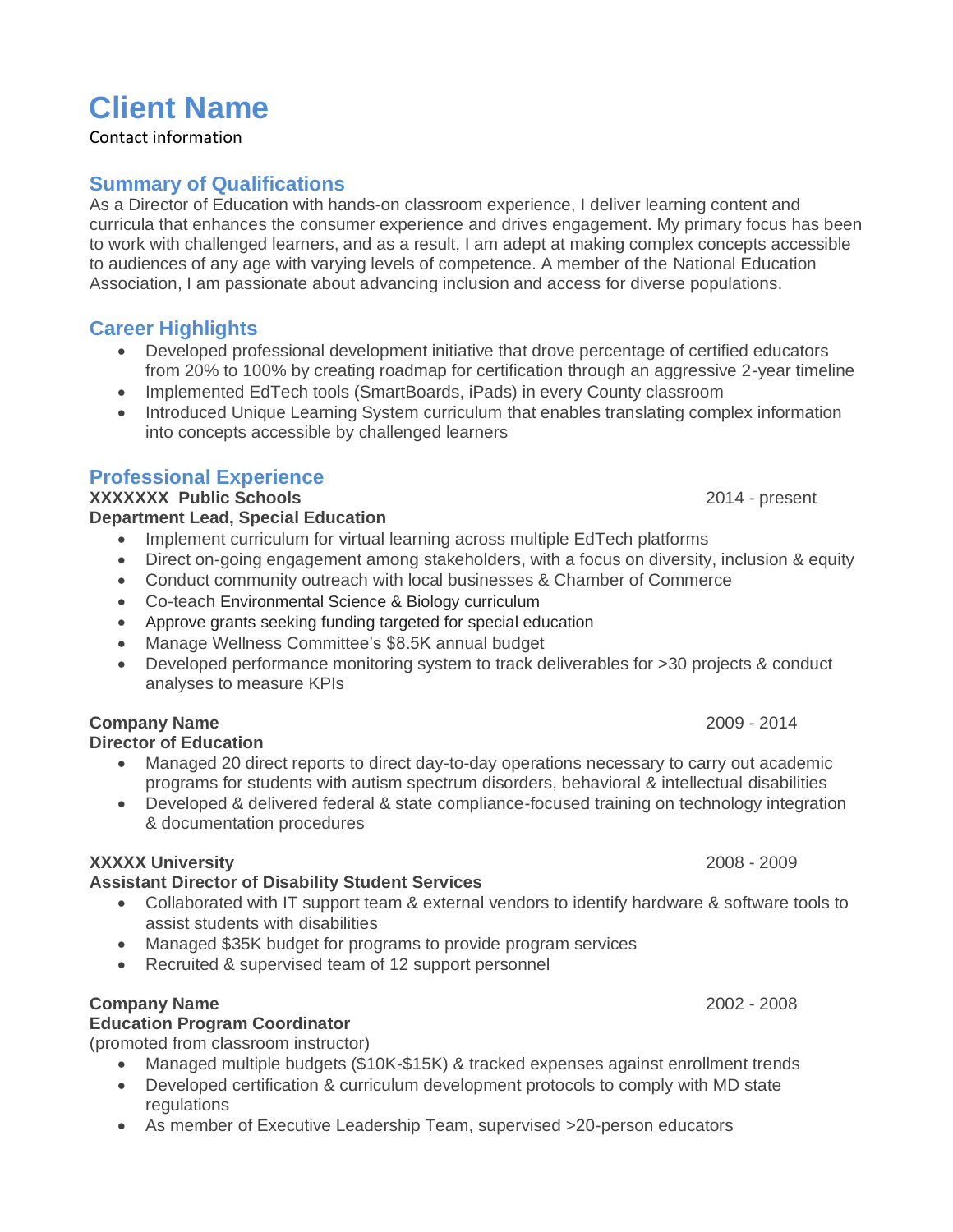# Client Name

Contact information

## Summary of Qualifications

As a Director of Education with hands-on classroom experience, I deliver learning content and curricula that enhances the consumer experience and drives engagement. My primary focus has been to work with challenged learners, and as a result, I am adept at making complex concepts accessible to audiences of any age with varying levels of competence. A member of the National Education Association, I am passionate about advancing inclusion and access for diverse populations.

## Career Highlights

- Developed professional development initiative that drove percentage of certified educators from 20% to 100% by creating roadmap for certification through an aggressive 2-year timeline
- Implemented EdTech tools (SmartBoards, iPads) in every County classroom
- Introduced Unique Learning System curriculum that enables translating complex information into concepts accessible by challenged learners

## Professional Experience

**XXXXXXX Public Schools** 2014 - present
**Department Lead, Special Education**

- Implement curriculum for virtual learning across multiple EdTech platforms
- Direct on-going engagement among stakeholders, with a focus on diversity, inclusion & equity
- Conduct community outreach with local businesses & Chamber of Commerce
- Co-teach Environmental Science & Biology curriculum
- Approve grants seeking funding targeted for special education
- Manage Wellness Committee's $8.5K annual budget
- Developed performance monitoring system to track deliverables for >30 projects & conduct analyses to measure KPIs

**Company Name** 2009 - 2014
**Director of Education**

- Managed 20 direct reports to direct day-to-day operations necessary to carry out academic programs for students with autism spectrum disorders, behavioral & intellectual disabilities
- Developed & delivered federal & state compliance-focused training on technology integration & documentation procedures

**XXXXX University** 2008 - 2009
**Assistant Director of Disability Student Services**

- Collaborated with IT support team & external vendors to identify hardware & software tools to assist students with disabilities
- Managed $35K budget for programs to provide program services
- Recruited & supervised team of 12 support personnel

**Company Name** 2002 - 2008
**Education Program Coordinator**
(promoted from classroom instructor)

- Managed multiple budgets ($10K-$15K) & tracked expenses against enrollment trends
- Developed certification & curriculum development protocols to comply with MD state regulations
- As member of Executive Leadership Team, supervised >20-person educators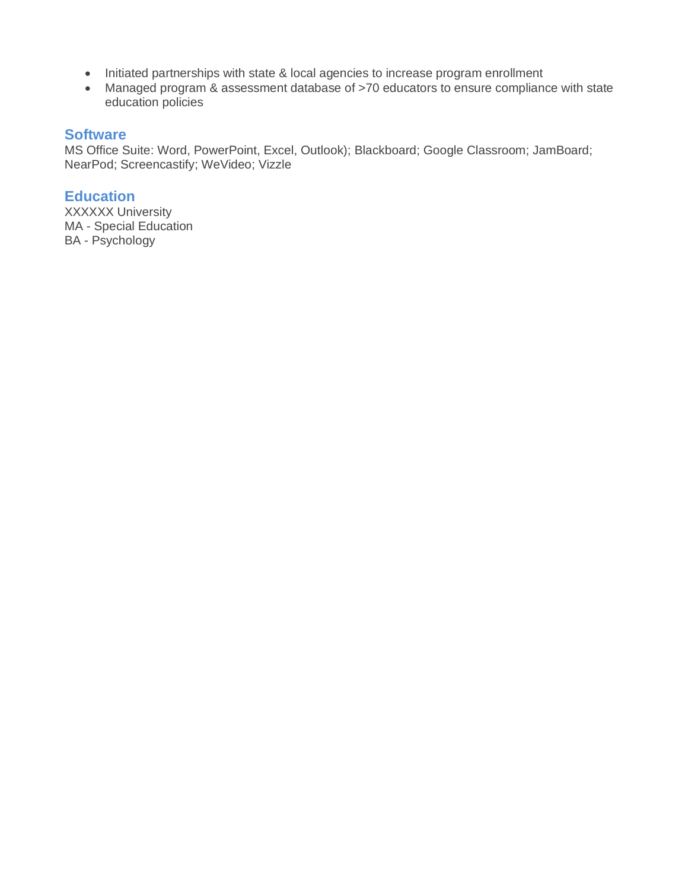- Initiated partnerships with state & local agencies to increase program enrollment
- Managed program & assessment database of >70 educators to ensure compliance with state education policies

## Software

MS Office Suite: Word, PowerPoint, Excel, Outlook); Blackboard; Google Classroom; JamBoard; NearPod; Screencastify; WeVideo; Vizzle

## Education

XXXXXX University
MA - Special Education
BA - Psychology